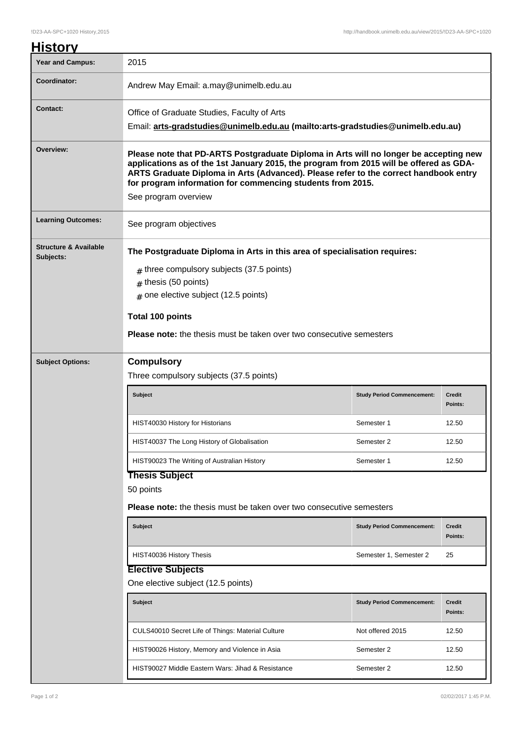# History

| | |
|---|---|
| **Year and Campus:** | 2015 |
| **Coordinator:** | Andrew May Email: a.may@unimelb.edu.au |
| **Contact:** | Office of Graduate Studies, Faculty of Arts<br>Email: **arts-gradstudies@unimelb.edu.au (mailto:arts-gradstudies@unimelb.edu.au)** |
| **Overview:** | **Please note that PD-ARTS Postgraduate Diploma in Arts will no longer be accepting new applications as of the 1st January 2015, the program from 2015 will be offered as GDA-ARTS Graduate Diploma in Arts (Advanced). Please refer to the correct handbook entry for program information for commencing students from 2015.**<br>See program overview |
| **Learning Outcomes:** | See program objectives |
| **Structure & Available Subjects:** | **The Postgraduate Diploma in Arts in this area of specialisation requires:**<br># three compulsory subjects (37.5 points)<br># thesis (50 points)<br># one elective subject (12.5 points)<br>**Total 100 points**<br>**Please note:** the thesis must be taken over two consecutive semesters |

## Subject Options:

### Compulsory

Three compulsory subjects (37.5 points)

| Subject | Study Period Commencement: | Credit Points: |
|---|---|---|
| HIST40030 History for Historians | Semester 1 | 12.50 |
| HIST40037 The Long History of Globalisation | Semester 2 | 12.50 |
| HIST90023 The Writing of Australian History | Semester 1 | 12.50 |

### Thesis Subject

50 points

**Please note:** the thesis must be taken over two consecutive semesters

| Subject | Study Period Commencement: | Credit Points: |
|---|---|---|
| HIST40036 History Thesis | Semester 1, Semester 2 | 25 |

### Elective Subjects

One elective subject (12.5 points)

| Subject | Study Period Commencement: | Credit Points: |
|---|---|---|
| CULS40010 Secret Life of Things: Material Culture | Not offered 2015 | 12.50 |
| HIST90026 History, Memory and Violence in Asia | Semester 2 | 12.50 |
| HIST90027 Middle Eastern Wars: Jihad & Resistance | Semester 2 | 12.50 |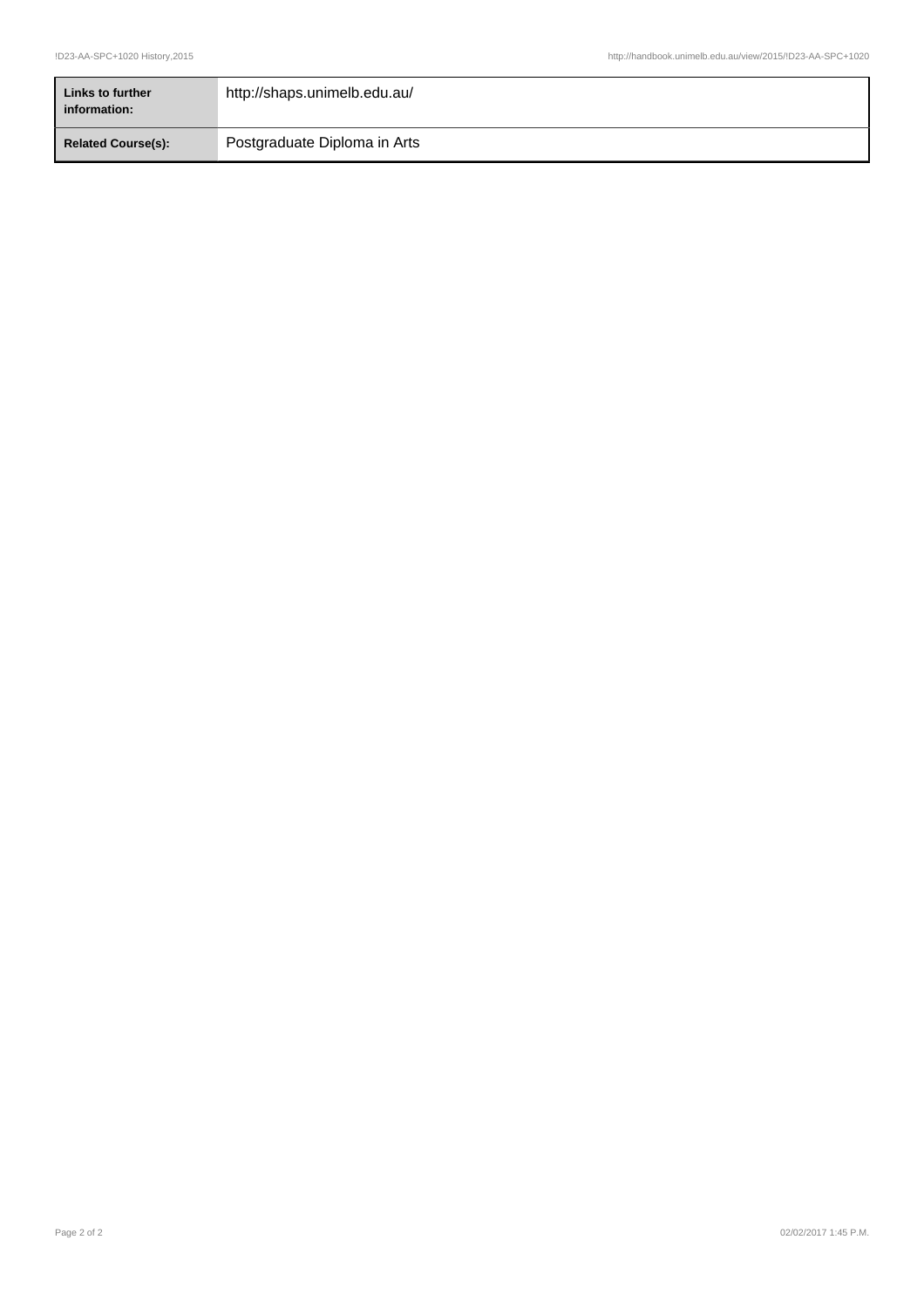| | |
|---|---|
| **Links to further information:** | http://shaps.unimelb.edu.au/ |
| **Related Course(s):** | Postgraduate Diploma in Arts |